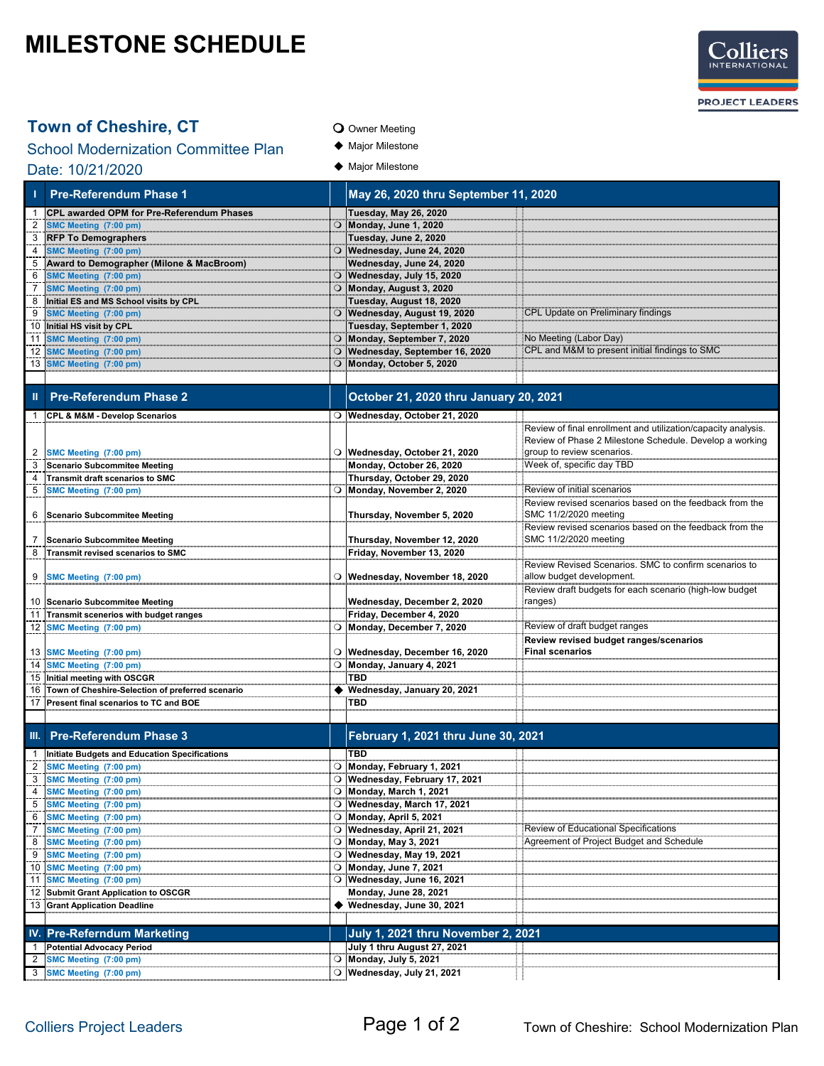# MILESTONE SCHEDULE

**Town of Cheshire, CT**

School Modernization Committee Plan

Date: 10/21/2020

❍ Owner Meeting
◆ Major Milestone
◆ Major Milestone

| # | Task | | Date | Notes |
|---|---|---|---|---|
| **I** | **Pre-Referendum Phase 1** | | **May 26, 2020 thru September 11, 2020** | |
| 1 | CPL awarded OPM for Pre-Referendum Phases | | Tuesday, May 26, 2020 | |
| 2 | SMC Meeting (7:00 pm) | ❍ | Monday, June 1, 2020 | |
| 3 | RFP To Demographers | | Tuesday, June 2, 2020 | |
| 4 | SMC Meeting (7:00 pm) | ❍ | Wednesday, June 24, 2020 | |
| 5 | Award to Demographer (Milone & MacBroom) | | Wednesday, June 24, 2020 | |
| 6 | SMC Meeting (7:00 pm) | ❍ | Wednesday, July 15, 2020 | |
| 7 | SMC Meeting (7:00 pm) | ❍ | Monday, August 3, 2020 | |
| 8 | Initial ES and MS School visits by CPL | | Tuesday, August 18, 2020 | |
| 9 | SMC Meeting (7:00 pm) | ❍ | Wednesday, August 19, 2020 | CPL Update on Preliminary findings |
| 10 | Initial HS visit by CPL | | Tuesday, September 1, 2020 | |
| 11 | SMC Meeting (7:00 pm) | ❍ | Monday, September 7, 2020 | No Meeting (Labor Day) |
| 12 | SMC Meeting (7:00 pm) | ❍ | Wednesday, September 16, 2020 | CPL and M&M to present initial findings to SMC |
| 13 | SMC Meeting (7:00 pm) | ❍ | Monday, October 5, 2020 | |
| **II** | **Pre-Referendum Phase 2** | | **October 21, 2020 thru January 20, 2021** | |
| 1 | CPL & M&M - Develop Scenarios | ❍ | Wednesday, October 21, 2020 | |
| 2 | SMC Meeting (7:00 pm) | ❍ | Wednesday, October 21, 2020 | Review of final enrollment and utilization/capacity analysis. Review of Phase 2 Milestone Schedule. Develop a working group to review scenarios. |
| 3 | Scenario Subcommitee Meeting | | Monday, October 26, 2020 | Week of, specific day TBD |
| 4 | Transmit draft scenarios to SMC | | Thursday, October 29, 2020 | |
| 5 | SMC Meeting (7:00 pm) | ❍ | Monday, November 2, 2020 | Review of initial scenarios |
| 6 | Scenario Subcommitee Meeting | | Thursday, November 5, 2020 | Review revised scenarios based on the feedback from the SMC 11/2/2020 meeting |
| 7 | Scenario Subcommitee Meeting | | Thursday, November 12, 2020 | Review revised scenarios based on the feedback from the SMC 11/2/2020 meeting |
| 8 | Transmit revised scenarios to SMC | | Friday, November 13, 2020 | |
| 9 | SMC Meeting (7:00 pm) | ❍ | Wednesday, November 18, 2020 | Review Revised Scenarios. SMC to confirm scenarios to allow budget development. |
| 10 | Scenario Subcommitee Meeting | | Wednesday, December 2, 2020 | Review draft budgets for each scenario (high-low budget ranges) |
| 11 | Transmit scenerios with budget ranges | | Friday, December 4, 2020 | |
| 12 | SMC Meeting (7:00 pm) | ❍ | Monday, December 7, 2020 | Review of draft budget ranges |
| 13 | SMC Meeting (7:00 pm) | ❍ | Wednesday, December 16, 2020 | **Review revised budget ranges/scenarios Final scenarios** |
| 14 | SMC Meeting (7:00 pm) | ❍ | Monday, January 4, 2021 | |
| 15 | Initial meeting with OSCGR | | TBD | |
| 16 | Town of Cheshire-Selection of preferred scenario | ◆ | Wednesday, January 20, 2021 | |
| 17 | Present final scenarios to TC and BOE | | TBD | |
| **III.** | **Pre-Referendum Phase 3** | | **February 1, 2021 thru June 30, 2021** | |
| 1 | Initiate Budgets and Education Specifications | | TBD | |
| 2 | SMC Meeting (7:00 pm) | ❍ | Monday, February 1, 2021 | |
| 3 | SMC Meeting (7:00 pm) | ❍ | Wednesday, February 17, 2021 | |
| 4 | SMC Meeting (7:00 pm) | ❍ | Monday, March 1, 2021 | |
| 5 | SMC Meeting (7:00 pm) | ❍ | Wednesday, March 17, 2021 | |
| 6 | SMC Meeting (7:00 pm) | ❍ | Monday, April 5, 2021 | |
| 7 | SMC Meeting (7:00 pm) | ❍ | Wednesday, April 21, 2021 | Review of Educational Specifications |
| 8 | SMC Meeting (7:00 pm) | ❍ | Monday, May 3, 2021 | Agreement of Project Budget and Schedule |
| 9 | SMC Meeting (7:00 pm) | ❍ | Wednesday, May 19, 2021 | |
| 10 | SMC Meeting (7:00 pm) | ❍ | Monday, June 7, 2021 | |
| 11 | SMC Meeting (7:00 pm) | ❍ | Wednesday, June 16, 2021 | |
| 12 | Submit Grant Application to OSCGR | | Monday, June 28, 2021 | |
| 13 | Grant Application Deadline | ◆ | Wednesday, June 30, 2021 | |
| **IV.** | **Pre-Referndum Marketing** | | **July 1, 2021 thru November 2, 2021** | |
| 1 | Potential Advocacy Period | | July 1 thru August 27, 2021 | |
| 2 | SMC Meeting (7:00 pm) | ❍ | Monday, July 5, 2021 | |
| 3 | SMC Meeting (7:00 pm) | ❍ | Wednesday, July 21, 2021 | |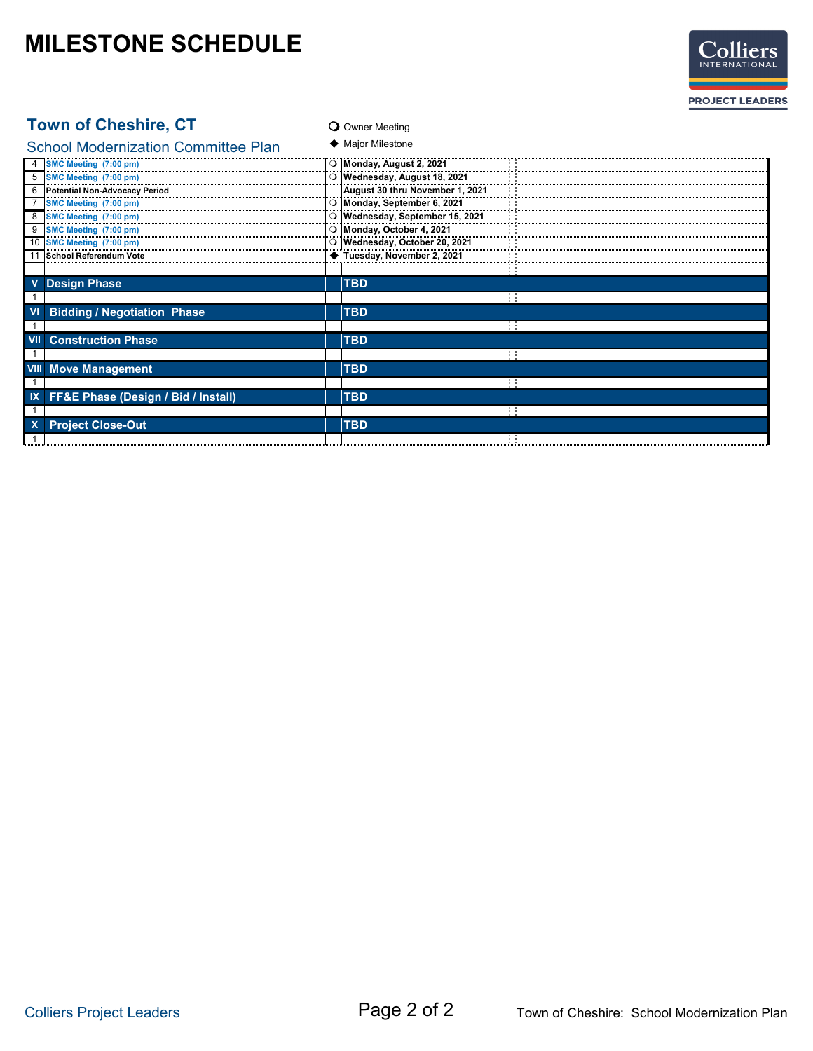# MILESTONE SCHEDULE

**Town of Cheshire, CT**

School Modernization Committee Plan

❍ Owner Meeting
◆ Major Milestone

| | | | | | |
|---|---|---|---|---|---|
| 4 | SMC Meeting (7:00 pm) | ❍ | Monday, August 2, 2021 | | |
| 5 | SMC Meeting (7:00 pm) | ❍ | Wednesday, August 18, 2021 | | |
| 6 | Potential Non-Advocacy Period | | August 30 thru November 1, 2021 | | |
| 7 | SMC Meeting (7:00 pm) | ❍ | Monday, September 6, 2021 | | |
| 8 | SMC Meeting (7:00 pm) | ❍ | Wednesday, September 15, 2021 | | |
| 9 | SMC Meeting (7:00 pm) | ❍ | Monday, October 4, 2021 | | |
| 10 | SMC Meeting (7:00 pm) | ❍ | Wednesday, October 20, 2021 | | |
| 11 | School Referendum Vote | ◆ | Tuesday, November 2, 2021 | | |
| | | | | | |
| **V** | **Design Phase** | | **TBD** | | |
| 1 | | | | | |
| **VI** | **Bidding / Negotiation Phase** | | **TBD** | | |
| 1 | | | | | |
| **VII** | **Construction Phase** | | **TBD** | | |
| 1 | | | | | |
| **VIII** | **Move Management** | | **TBD** | | |
| 1 | | | | | |
| **IX** | **FF&E Phase (Design / Bid / Install)** | | **TBD** | | |
| 1 | | | | | |
| **X** | **Project Close-Out** | | **TBD** | | |
| 1 | | | | | |